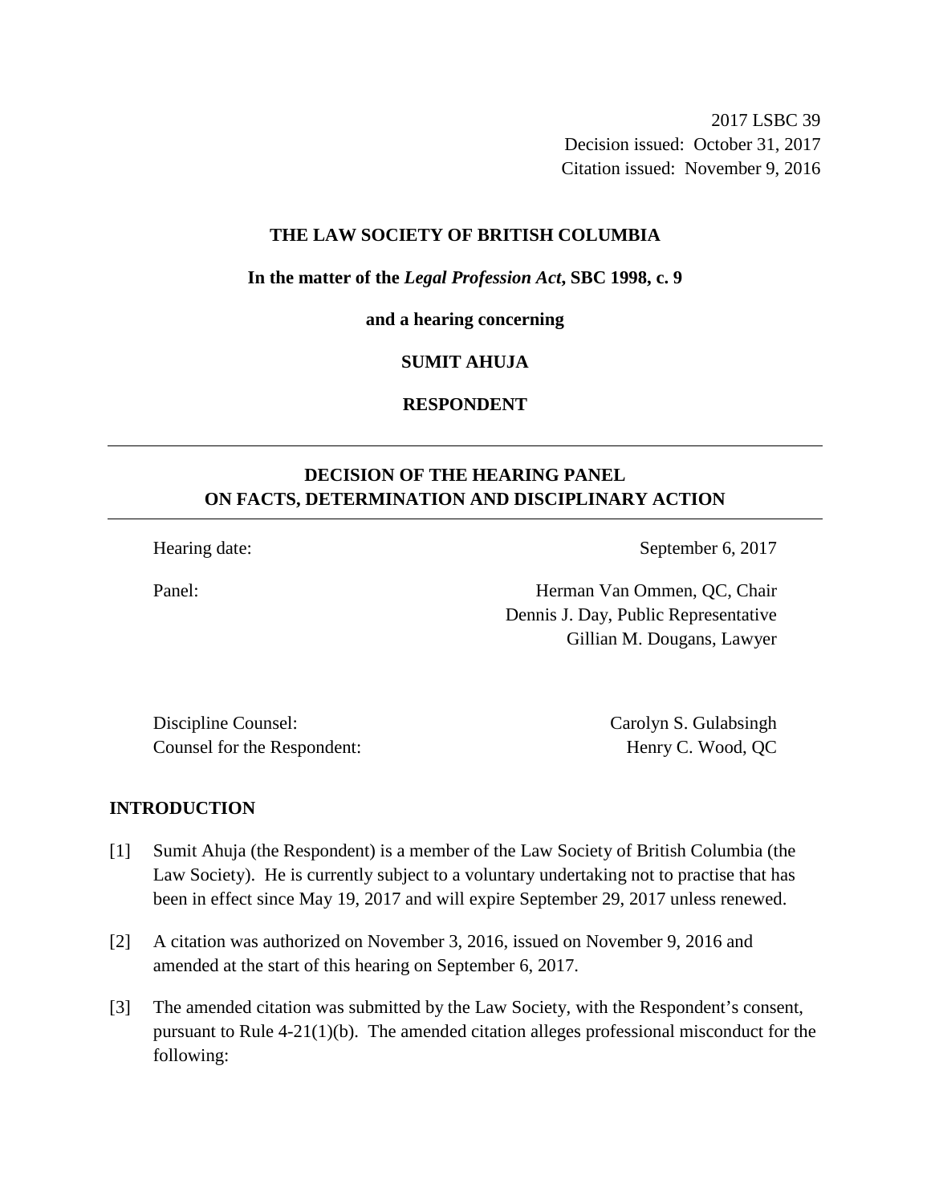2017 LSBC 39
Decision issued: October 31, 2017
Citation issued: November 9, 2016

**THE LAW SOCIETY OF BRITISH COLUMBIA**

**In the matter of the *Legal Profession Act*, SBC 1998, c. 9**

**and a hearing concerning**

**SUMIT AHUJA**

**RESPONDENT**

---

## DECISION OF THE HEARING PANEL ON FACTS, DETERMINATION AND DISCIPLINARY ACTION

---

| | |
|---|---|
| Hearing date: | September 6, 2017 |
| Panel: | Herman Van Ommen, QC, Chair<br>Dennis J. Day, Public Representative<br>Gillian M. Dougans, Lawyer |
| Discipline Counsel: | Carolyn S. Gulabsingh |
| Counsel for the Respondent: | Henry C. Wood, QC |

## INTRODUCTION

[1] Sumit Ahuja (the Respondent) is a member of the Law Society of British Columbia (the Law Society). He is currently subject to a voluntary undertaking not to practise that has been in effect since May 19, 2017 and will expire September 29, 2017 unless renewed.

[2] A citation was authorized on November 3, 2016, issued on November 9, 2016 and amended at the start of this hearing on September 6, 2017.

[3] The amended citation was submitted by the Law Society, with the Respondent's consent, pursuant to Rule 4-21(1)(b). The amended citation alleges professional misconduct for the following: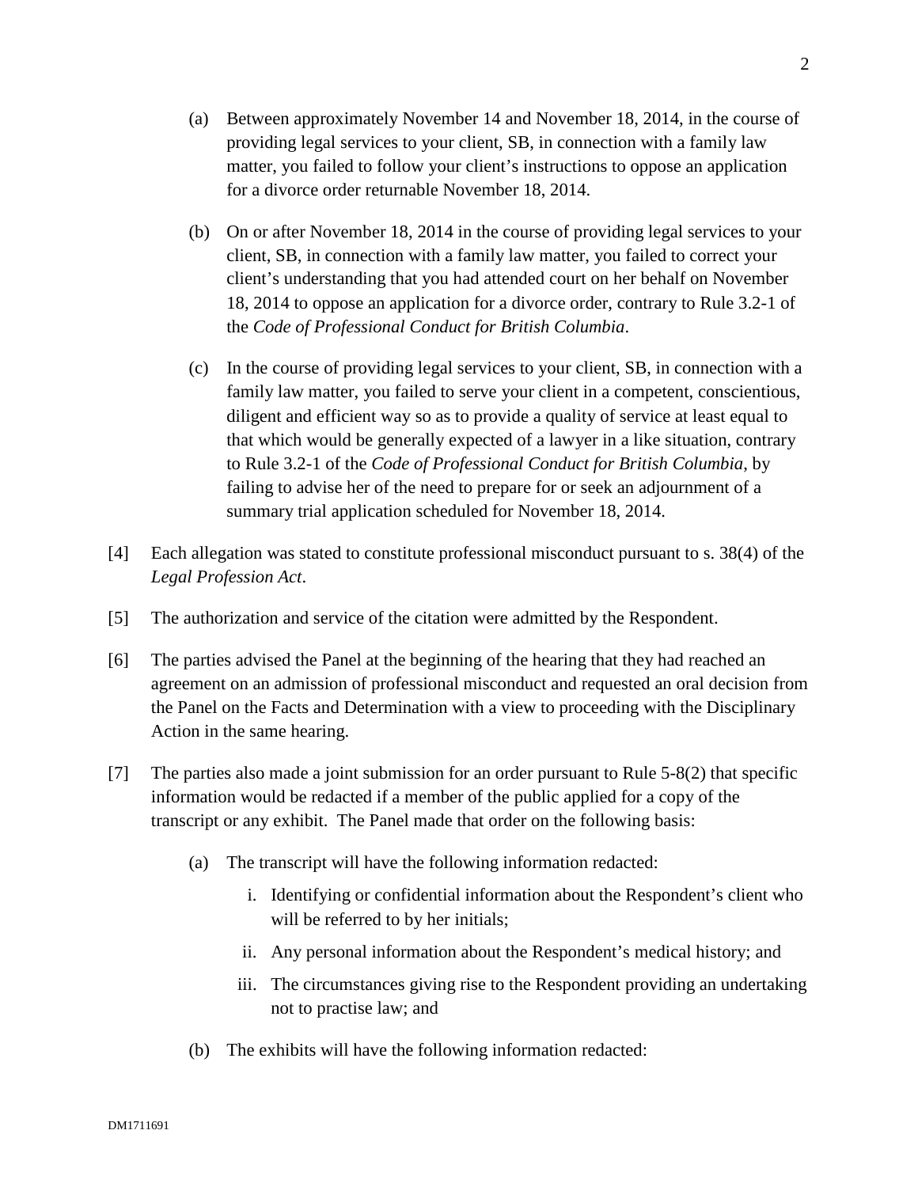(a) Between approximately November 14 and November 18, 2014, in the course of providing legal services to your client, SB, in connection with a family law matter, you failed to follow your client's instructions to oppose an application for a divorce order returnable November 18, 2014.

(b) On or after November 18, 2014 in the course of providing legal services to your client, SB, in connection with a family law matter, you failed to correct your client's understanding that you had attended court on her behalf on November 18, 2014 to oppose an application for a divorce order, contrary to Rule 3.2-1 of the *Code of Professional Conduct for British Columbia*.

(c) In the course of providing legal services to your client, SB, in connection with a family law matter, you failed to serve your client in a competent, conscientious, diligent and efficient way so as to provide a quality of service at least equal to that which would be generally expected of a lawyer in a like situation, contrary to Rule 3.2-1 of the *Code of Professional Conduct for British Columbia*, by failing to advise her of the need to prepare for or seek an adjournment of a summary trial application scheduled for November 18, 2014.

[4] Each allegation was stated to constitute professional misconduct pursuant to s. 38(4) of the *Legal Profession Act*.

[5] The authorization and service of the citation were admitted by the Respondent.

[6] The parties advised the Panel at the beginning of the hearing that they had reached an agreement on an admission of professional misconduct and requested an oral decision from the Panel on the Facts and Determination with a view to proceeding with the Disciplinary Action in the same hearing.

[7] The parties also made a joint submission for an order pursuant to Rule 5-8(2) that specific information would be redacted if a member of the public applied for a copy of the transcript or any exhibit. The Panel made that order on the following basis:

(a) The transcript will have the following information redacted:

i. Identifying or confidential information about the Respondent's client who will be referred to by her initials;

ii. Any personal information about the Respondent's medical history; and

iii. The circumstances giving rise to the Respondent providing an undertaking not to practise law; and

(b) The exhibits will have the following information redacted: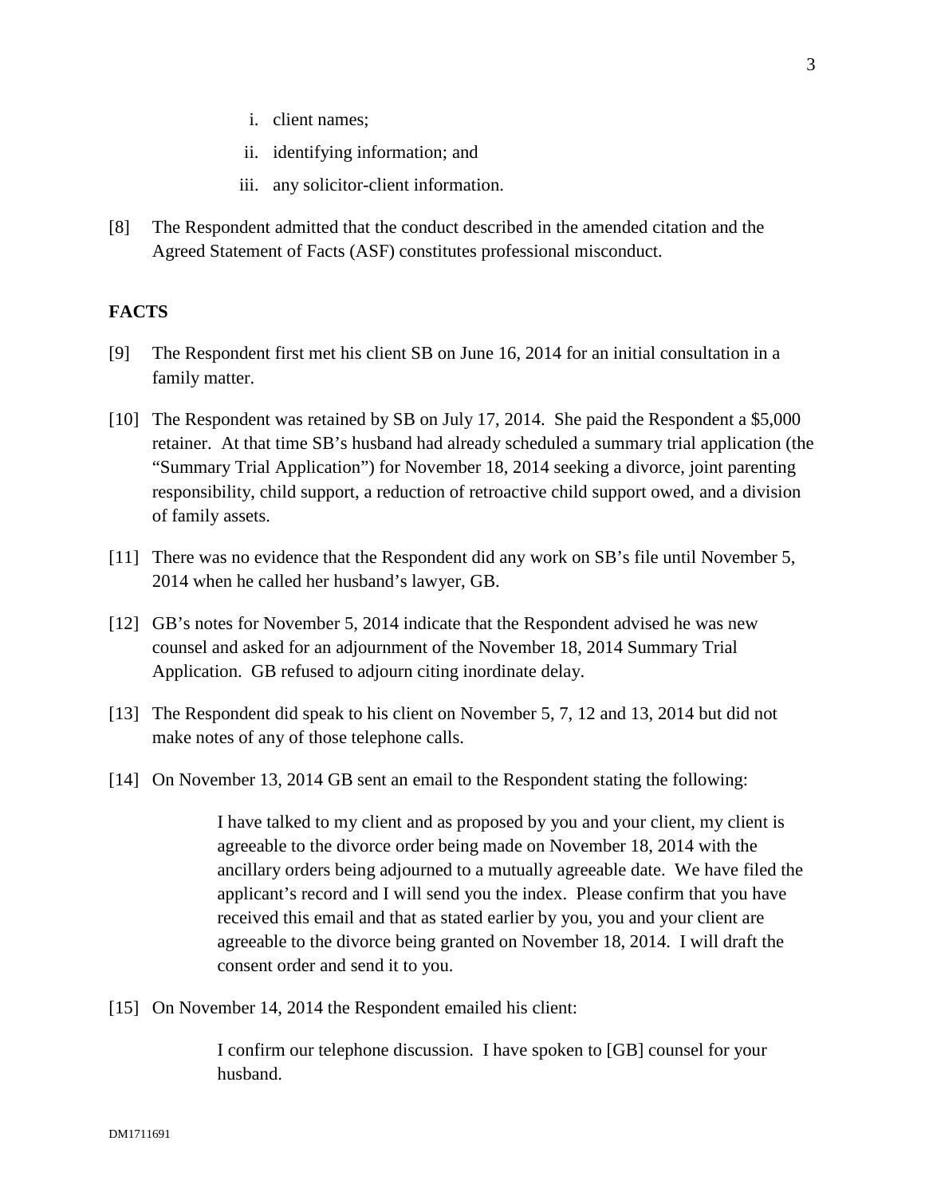i. client names;
ii. identifying information; and
iii. any solicitor-client information.

[8] The Respondent admitted that the conduct described in the amended citation and the Agreed Statement of Facts (ASF) constitutes professional misconduct.

## FACTS

[9] The Respondent first met his client SB on June 16, 2014 for an initial consultation in a family matter.

[10] The Respondent was retained by SB on July 17, 2014. She paid the Respondent a $5,000 retainer. At that time SB's husband had already scheduled a summary trial application (the "Summary Trial Application") for November 18, 2014 seeking a divorce, joint parenting responsibility, child support, a reduction of retroactive child support owed, and a division of family assets.

[11] There was no evidence that the Respondent did any work on SB's file until November 5, 2014 when he called her husband's lawyer, GB.

[12] GB's notes for November 5, 2014 indicate that the Respondent advised he was new counsel and asked for an adjournment of the November 18, 2014 Summary Trial Application. GB refused to adjourn citing inordinate delay.

[13] The Respondent did speak to his client on November 5, 7, 12 and 13, 2014 but did not make notes of any of those telephone calls.

[14] On November 13, 2014 GB sent an email to the Respondent stating the following:

> I have talked to my client and as proposed by you and your client, my client is agreeable to the divorce order being made on November 18, 2014 with the ancillary orders being adjourned to a mutually agreeable date. We have filed the applicant's record and I will send you the index. Please confirm that you have received this email and that as stated earlier by you, you and your client are agreeable to the divorce being granted on November 18, 2014. I will draft the consent order and send it to you.

[15] On November 14, 2014 the Respondent emailed his client:

> I confirm our telephone discussion. I have spoken to [GB] counsel for your husband.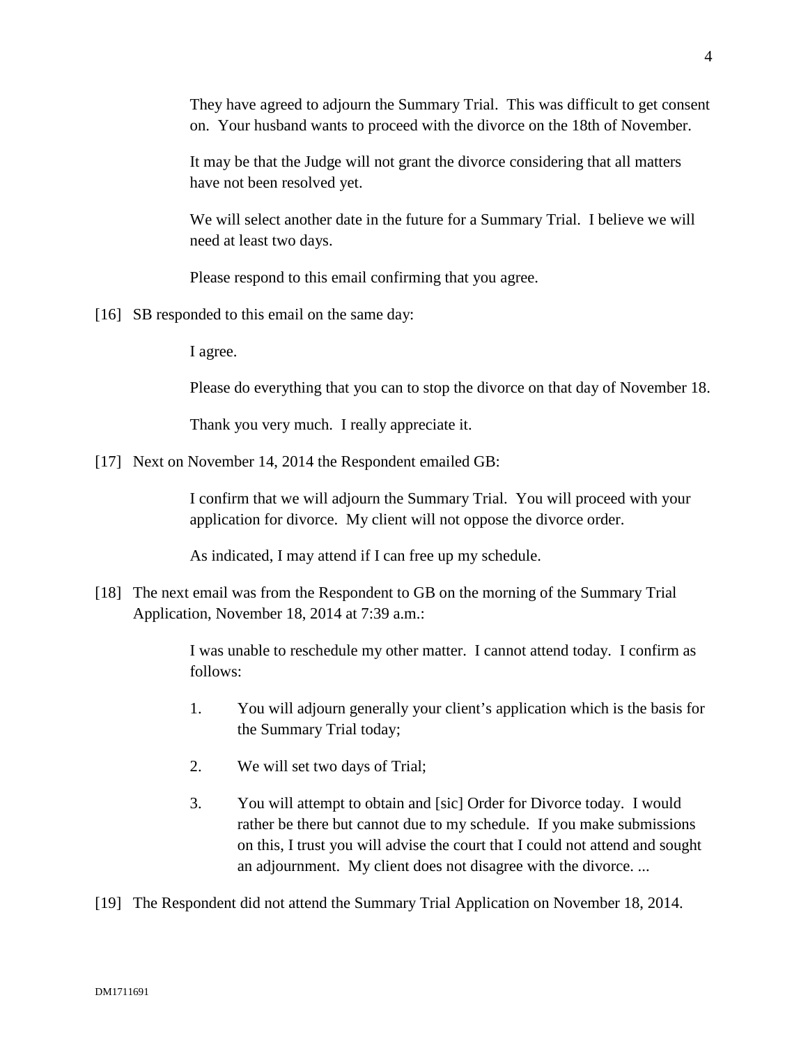> They have agreed to adjourn the Summary Trial. This was difficult to get consent on. Your husband wants to proceed with the divorce on the 18th of November.
>
> It may be that the Judge will not grant the divorce considering that all matters have not been resolved yet.
>
> We will select another date in the future for a Summary Trial. I believe we will need at least two days.
>
> Please respond to this email confirming that you agree.

[16] SB responded to this email on the same day:

> I agree.
>
> Please do everything that you can to stop the divorce on that day of November 18.
>
> Thank you very much. I really appreciate it.

[17] Next on November 14, 2014 the Respondent emailed GB:

> I confirm that we will adjourn the Summary Trial. You will proceed with your application for divorce. My client will not oppose the divorce order.
>
> As indicated, I may attend if I can free up my schedule.

[18] The next email was from the Respondent to GB on the morning of the Summary Trial Application, November 18, 2014 at 7:39 a.m.:

> I was unable to reschedule my other matter. I cannot attend today. I confirm as follows:
>
> 1. You will adjourn generally your client's application which is the basis for the Summary Trial today;
> 2. We will set two days of Trial;
> 3. You will attempt to obtain and [sic] Order for Divorce today. I would rather be there but cannot due to my schedule. If you make submissions on this, I trust you will advise the court that I could not attend and sought an adjournment. My client does not disagree with the divorce. ...

[19] The Respondent did not attend the Summary Trial Application on November 18, 2014.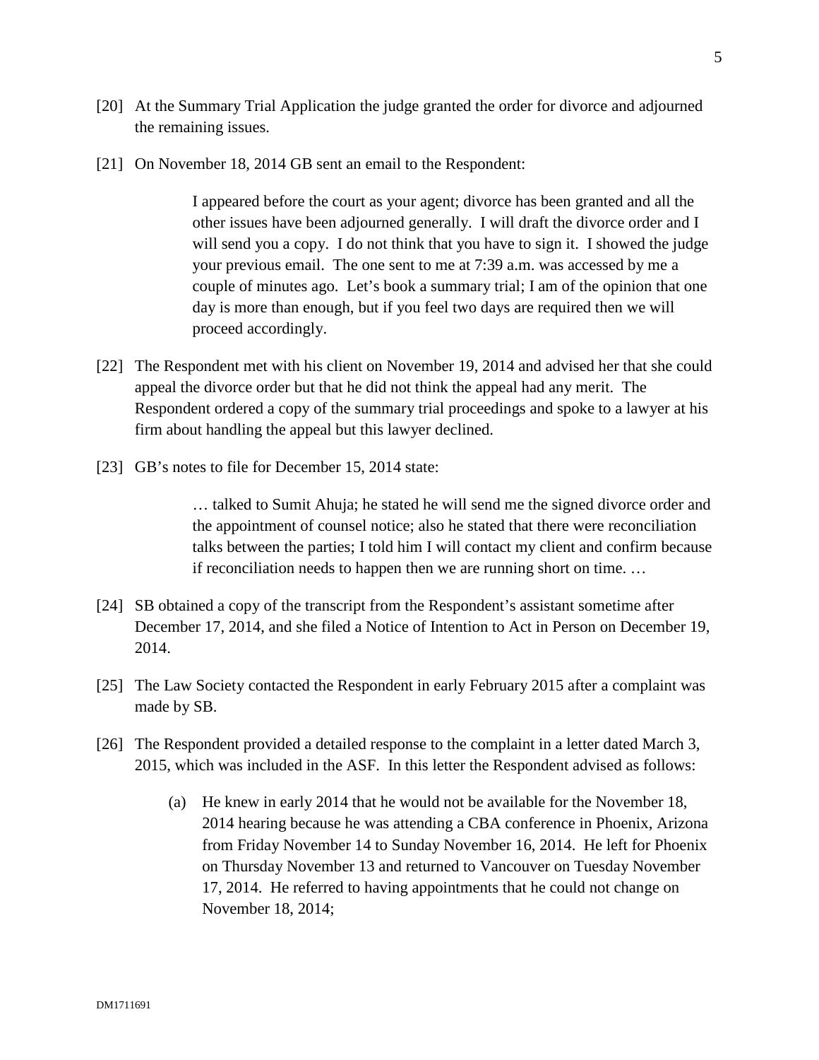[20] At the Summary Trial Application the judge granted the order for divorce and adjourned the remaining issues.

[21] On November 18, 2014 GB sent an email to the Respondent:

> I appeared before the court as your agent; divorce has been granted and all the other issues have been adjourned generally. I will draft the divorce order and I will send you a copy. I do not think that you have to sign it. I showed the judge your previous email. The one sent to me at 7:39 a.m. was accessed by me a couple of minutes ago. Let's book a summary trial; I am of the opinion that one day is more than enough, but if you feel two days are required then we will proceed accordingly.

[22] The Respondent met with his client on November 19, 2014 and advised her that she could appeal the divorce order but that he did not think the appeal had any merit. The Respondent ordered a copy of the summary trial proceedings and spoke to a lawyer at his firm about handling the appeal but this lawyer declined.

[23] GB's notes to file for December 15, 2014 state:

> … talked to Sumit Ahuja; he stated he will send me the signed divorce order and the appointment of counsel notice; also he stated that there were reconciliation talks between the parties; I told him I will contact my client and confirm because if reconciliation needs to happen then we are running short on time. …

[24] SB obtained a copy of the transcript from the Respondent's assistant sometime after December 17, 2014, and she filed a Notice of Intention to Act in Person on December 19, 2014.

[25] The Law Society contacted the Respondent in early February 2015 after a complaint was made by SB.

[26] The Respondent provided a detailed response to the complaint in a letter dated March 3, 2015, which was included in the ASF. In this letter the Respondent advised as follows:

(a) He knew in early 2014 that he would not be available for the November 18, 2014 hearing because he was attending a CBA conference in Phoenix, Arizona from Friday November 14 to Sunday November 16, 2014. He left for Phoenix on Thursday November 13 and returned to Vancouver on Tuesday November 17, 2014. He referred to having appointments that he could not change on November 18, 2014;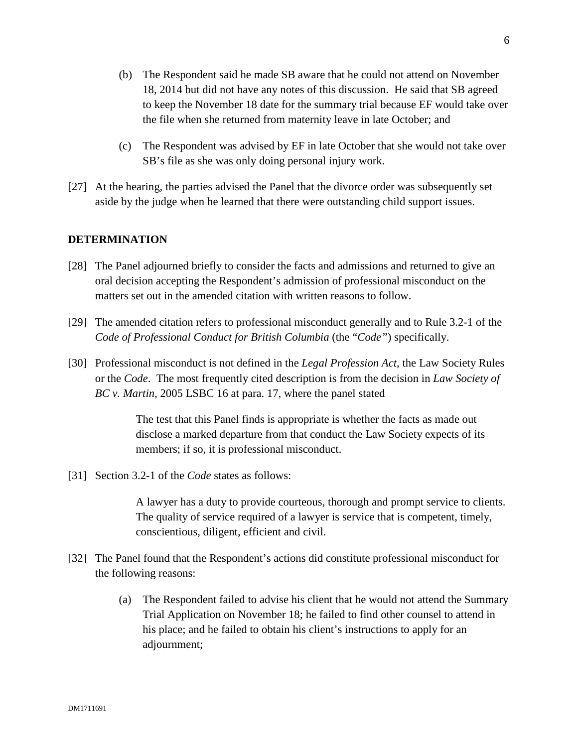(b) The Respondent said he made SB aware that he could not attend on November 18, 2014 but did not have any notes of this discussion. He said that SB agreed to keep the November 18 date for the summary trial because EF would take over the file when she returned from maternity leave in late October; and

(c) The Respondent was advised by EF in late October that she would not take over SB's file as she was only doing personal injury work.

[27] At the hearing, the parties advised the Panel that the divorce order was subsequently set aside by the judge when he learned that there were outstanding child support issues.

**DETERMINATION**

[28] The Panel adjourned briefly to consider the facts and admissions and returned to give an oral decision accepting the Respondent's admission of professional misconduct on the matters set out in the amended citation with written reasons to follow.

[29] The amended citation refers to professional misconduct generally and to Rule 3.2-1 of the *Code of Professional Conduct for British Columbia* (the "*Code*") specifically.

[30] Professional misconduct is not defined in the *Legal Profession Act*, the Law Society Rules or the *Code*. The most frequently cited description is from the decision in *Law Society of BC v. Martin*, 2005 LSBC 16 at para. 17, where the panel stated

> The test that this Panel finds is appropriate is whether the facts as made out disclose a marked departure from that conduct the Law Society expects of its members; if so, it is professional misconduct.

[31] Section 3.2-1 of the *Code* states as follows:

> A lawyer has a duty to provide courteous, thorough and prompt service to clients. The quality of service required of a lawyer is service that is competent, timely, conscientious, diligent, efficient and civil.

[32] The Panel found that the Respondent's actions did constitute professional misconduct for the following reasons:

(a) The Respondent failed to advise his client that he would not attend the Summary Trial Application on November 18; he failed to find other counsel to attend in his place; and he failed to obtain his client's instructions to apply for an adjournment;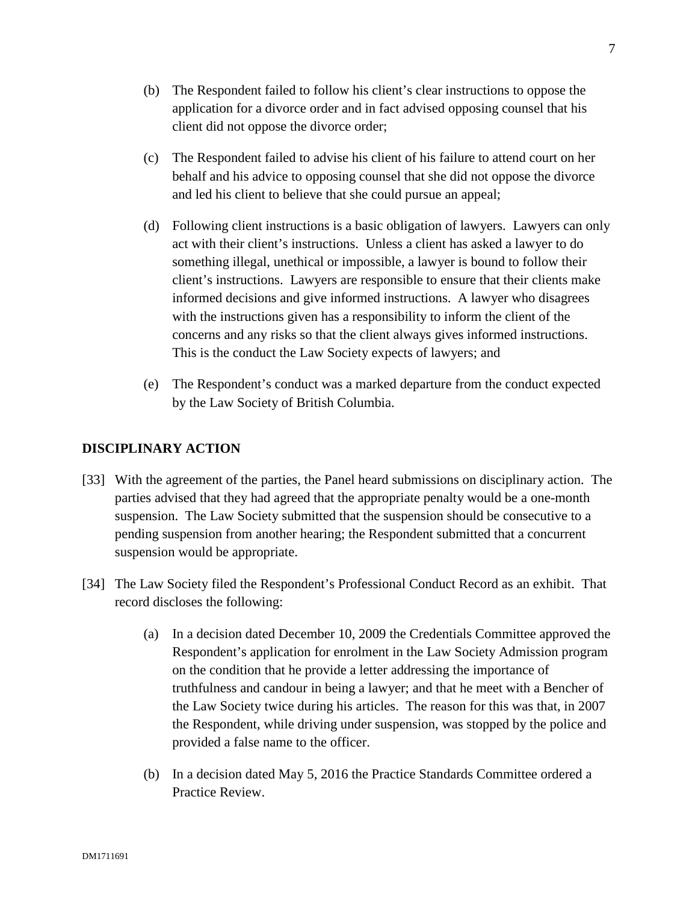(b) The Respondent failed to follow his client's clear instructions to oppose the application for a divorce order and in fact advised opposing counsel that his client did not oppose the divorce order;

(c) The Respondent failed to advise his client of his failure to attend court on her behalf and his advice to opposing counsel that she did not oppose the divorce and led his client to believe that she could pursue an appeal;

(d) Following client instructions is a basic obligation of lawyers. Lawyers can only act with their client's instructions. Unless a client has asked a lawyer to do something illegal, unethical or impossible, a lawyer is bound to follow their client's instructions. Lawyers are responsible to ensure that their clients make informed decisions and give informed instructions. A lawyer who disagrees with the instructions given has a responsibility to inform the client of the concerns and any risks so that the client always gives informed instructions. This is the conduct the Law Society expects of lawyers; and

(e) The Respondent's conduct was a marked departure from the conduct expected by the Law Society of British Columbia.

## DISCIPLINARY ACTION

[33] With the agreement of the parties, the Panel heard submissions on disciplinary action. The parties advised that they had agreed that the appropriate penalty would be a one-month suspension. The Law Society submitted that the suspension should be consecutive to a pending suspension from another hearing; the Respondent submitted that a concurrent suspension would be appropriate.

[34] The Law Society filed the Respondent's Professional Conduct Record as an exhibit. That record discloses the following:

(a) In a decision dated December 10, 2009 the Credentials Committee approved the Respondent's application for enrolment in the Law Society Admission program on the condition that he provide a letter addressing the importance of truthfulness and candour in being a lawyer; and that he meet with a Bencher of the Law Society twice during his articles. The reason for this was that, in 2007 the Respondent, while driving under suspension, was stopped by the police and provided a false name to the officer.

(b) In a decision dated May 5, 2016 the Practice Standards Committee ordered a Practice Review.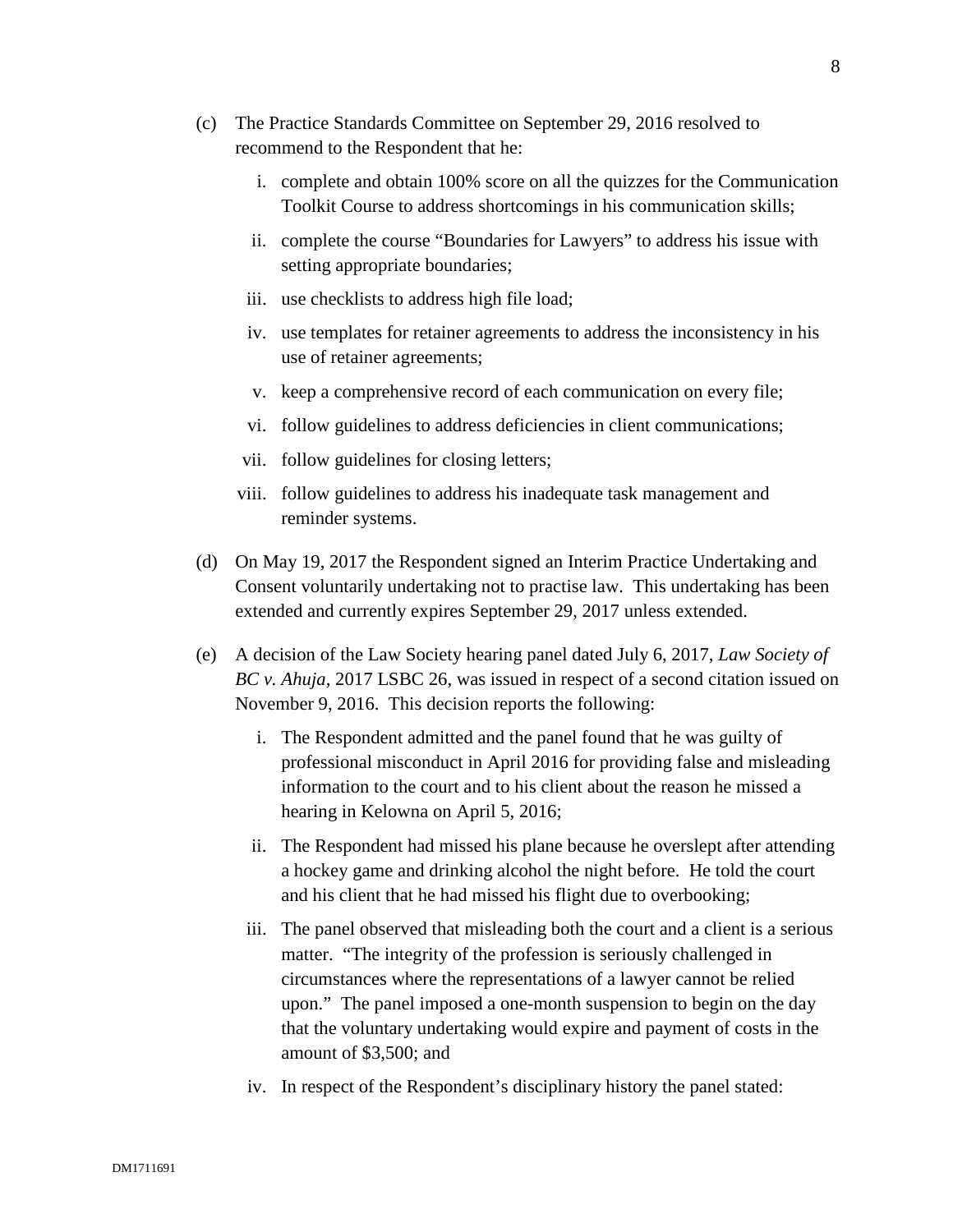(c) The Practice Standards Committee on September 29, 2016 resolved to recommend to the Respondent that he:

   i. complete and obtain 100% score on all the quizzes for the Communication Toolkit Course to address shortcomings in his communication skills;

   ii. complete the course "Boundaries for Lawyers" to address his issue with setting appropriate boundaries;

   iii. use checklists to address high file load;

   iv. use templates for retainer agreements to address the inconsistency in his use of retainer agreements;

   v. keep a comprehensive record of each communication on every file;

   vi. follow guidelines to address deficiencies in client communications;

   vii. follow guidelines for closing letters;

   viii. follow guidelines to address his inadequate task management and reminder systems.

(d) On May 19, 2017 the Respondent signed an Interim Practice Undertaking and Consent voluntarily undertaking not to practise law. This undertaking has been extended and currently expires September 29, 2017 unless extended.

(e) A decision of the Law Society hearing panel dated July 6, 2017, *Law Society of BC v. Ahuja,* 2017 LSBC 26, was issued in respect of a second citation issued on November 9, 2016. This decision reports the following:

   i. The Respondent admitted and the panel found that he was guilty of professional misconduct in April 2016 for providing false and misleading information to the court and to his client about the reason he missed a hearing in Kelowna on April 5, 2016;

   ii. The Respondent had missed his plane because he overslept after attending a hockey game and drinking alcohol the night before. He told the court and his client that he had missed his flight due to overbooking;

   iii. The panel observed that misleading both the court and a client is a serious matter. "The integrity of the profession is seriously challenged in circumstances where the representations of a lawyer cannot be relied upon." The panel imposed a one-month suspension to begin on the day that the voluntary undertaking would expire and payment of costs in the amount of $3,500; and

   iv. In respect of the Respondent's disciplinary history the panel stated: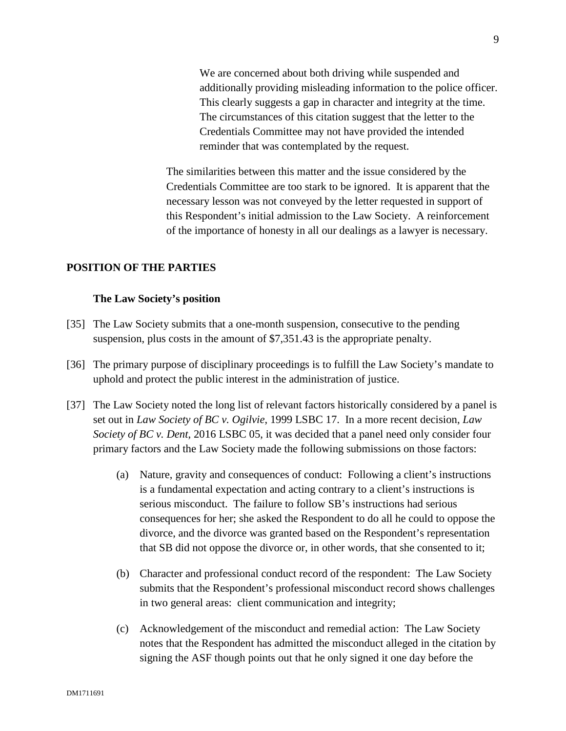> We are concerned about both driving while suspended and additionally providing misleading information to the police officer. This clearly suggests a gap in character and integrity at the time. The circumstances of this citation suggest that the letter to the Credentials Committee may not have provided the intended reminder that was contemplated by the request.

> The similarities between this matter and the issue considered by the Credentials Committee are too stark to be ignored. It is apparent that the necessary lesson was not conveyed by the letter requested in support of this Respondent's initial admission to the Law Society. A reinforcement of the importance of honesty in all our dealings as a lawyer is necessary.

## POSITION OF THE PARTIES

### The Law Society's position

[35] The Law Society submits that a one-month suspension, consecutive to the pending suspension, plus costs in the amount of $7,351.43 is the appropriate penalty.

[36] The primary purpose of disciplinary proceedings is to fulfill the Law Society's mandate to uphold and protect the public interest in the administration of justice.

[37] The Law Society noted the long list of relevant factors historically considered by a panel is set out in *Law Society of BC v. Ogilvie*, 1999 LSBC 17. In a more recent decision, *Law Society of BC v. Dent*, 2016 LSBC 05, it was decided that a panel need only consider four primary factors and the Law Society made the following submissions on those factors:

(a) Nature, gravity and consequences of conduct: Following a client's instructions is a fundamental expectation and acting contrary to a client's instructions is serious misconduct. The failure to follow SB's instructions had serious consequences for her; she asked the Respondent to do all he could to oppose the divorce, and the divorce was granted based on the Respondent's representation that SB did not oppose the divorce or, in other words, that she consented to it;

(b) Character and professional conduct record of the respondent: The Law Society submits that the Respondent's professional misconduct record shows challenges in two general areas: client communication and integrity;

(c) Acknowledgement of the misconduct and remedial action: The Law Society notes that the Respondent has admitted the misconduct alleged in the citation by signing the ASF though points out that he only signed it one day before the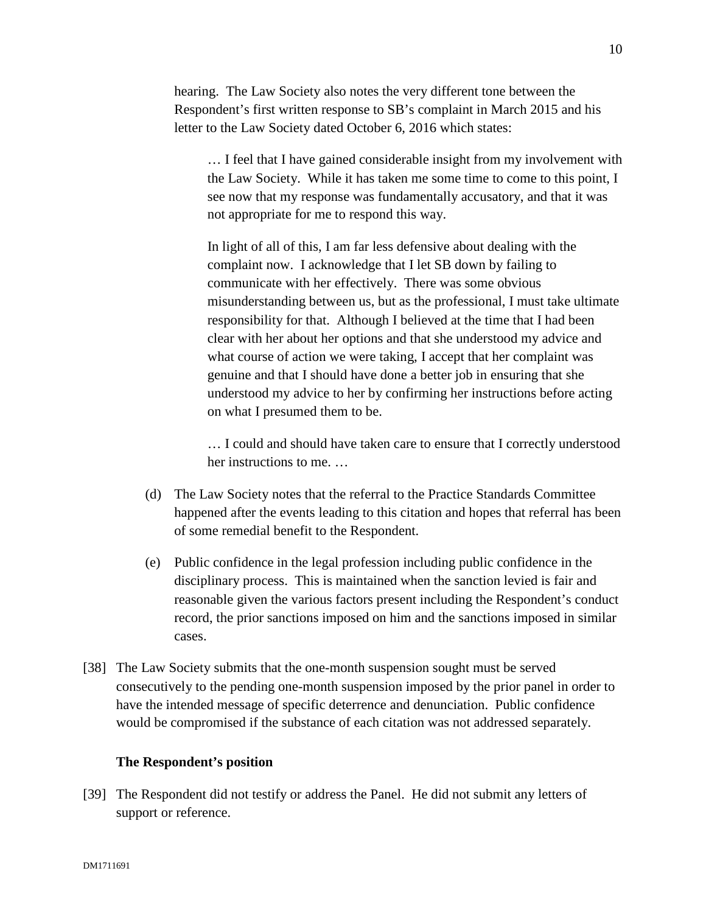hearing. The Law Society also notes the very different tone between the Respondent's first written response to SB's complaint in March 2015 and his letter to the Law Society dated October 6, 2016 which states:

> … I feel that I have gained considerable insight from my involvement with the Law Society. While it has taken me some time to come to this point, I see now that my response was fundamentally accusatory, and that it was not appropriate for me to respond this way.
>
> In light of all of this, I am far less defensive about dealing with the complaint now. I acknowledge that I let SB down by failing to communicate with her effectively. There was some obvious misunderstanding between us, but as the professional, I must take ultimate responsibility for that. Although I believed at the time that I had been clear with her about her options and that she understood my advice and what course of action we were taking, I accept that her complaint was genuine and that I should have done a better job in ensuring that she understood my advice to her by confirming her instructions before acting on what I presumed them to be.
>
> … I could and should have taken care to ensure that I correctly understood her instructions to me. …

(d) The Law Society notes that the referral to the Practice Standards Committee happened after the events leading to this citation and hopes that referral has been of some remedial benefit to the Respondent.

(e) Public confidence in the legal profession including public confidence in the disciplinary process. This is maintained when the sanction levied is fair and reasonable given the various factors present including the Respondent's conduct record, the prior sanctions imposed on him and the sanctions imposed in similar cases.

[38] The Law Society submits that the one-month suspension sought must be served consecutively to the pending one-month suspension imposed by the prior panel in order to have the intended message of specific deterrence and denunciation. Public confidence would be compromised if the substance of each citation was not addressed separately.

### The Respondent's position

[39] The Respondent did not testify or address the Panel. He did not submit any letters of support or reference.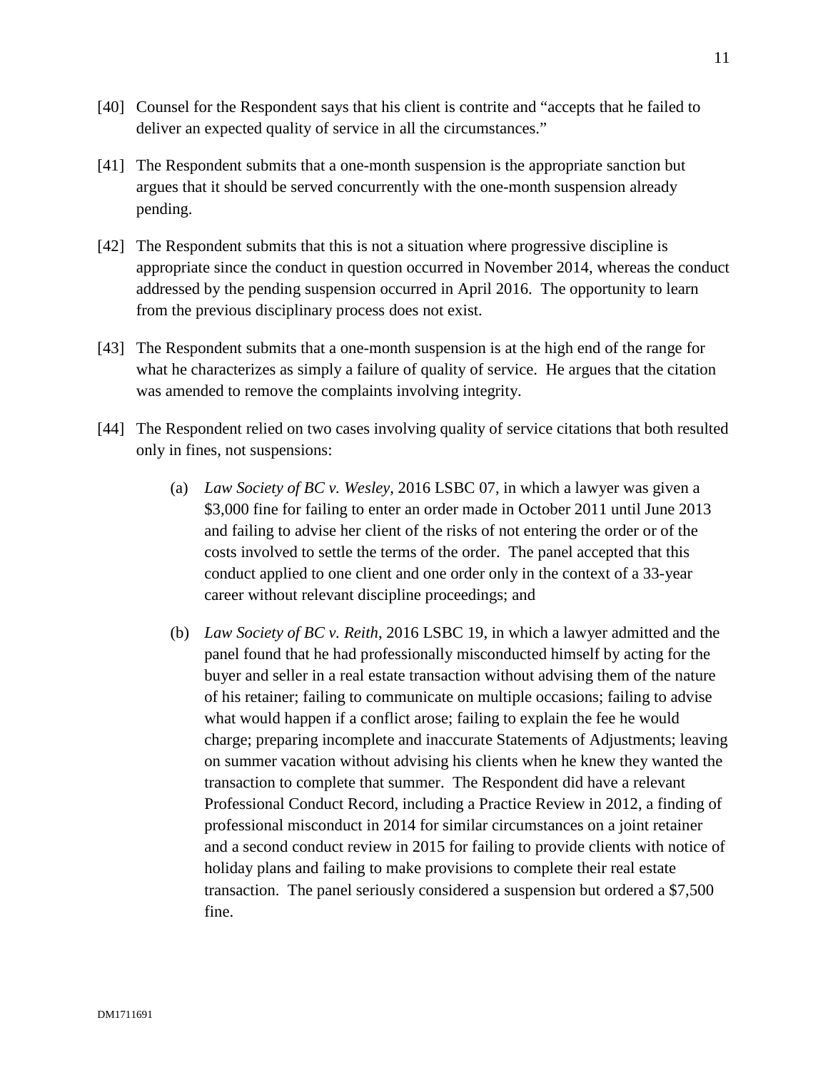[40] Counsel for the Respondent says that his client is contrite and "accepts that he failed to deliver an expected quality of service in all the circumstances."

[41] The Respondent submits that a one-month suspension is the appropriate sanction but argues that it should be served concurrently with the one-month suspension already pending.

[42] The Respondent submits that this is not a situation where progressive discipline is appropriate since the conduct in question occurred in November 2014, whereas the conduct addressed by the pending suspension occurred in April 2016. The opportunity to learn from the previous disciplinary process does not exist.

[43] The Respondent submits that a one-month suspension is at the high end of the range for what he characterizes as simply a failure of quality of service. He argues that the citation was amended to remove the complaints involving integrity.

[44] The Respondent relied on two cases involving quality of service citations that both resulted only in fines, not suspensions:

(a) *Law Society of BC v. Wesley*, 2016 LSBC 07, in which a lawyer was given a $3,000 fine for failing to enter an order made in October 2011 until June 2013 and failing to advise her client of the risks of not entering the order or of the costs involved to settle the terms of the order. The panel accepted that this conduct applied to one client and one order only in the context of a 33-year career without relevant discipline proceedings; and

(b) *Law Society of BC v. Reith*, 2016 LSBC 19, in which a lawyer admitted and the panel found that he had professionally misconducted himself by acting for the buyer and seller in a real estate transaction without advising them of the nature of his retainer; failing to communicate on multiple occasions; failing to advise what would happen if a conflict arose; failing to explain the fee he would charge; preparing incomplete and inaccurate Statements of Adjustments; leaving on summer vacation without advising his clients when he knew they wanted the transaction to complete that summer. The Respondent did have a relevant Professional Conduct Record, including a Practice Review in 2012, a finding of professional misconduct in 2014 for similar circumstances on a joint retainer and a second conduct review in 2015 for failing to provide clients with notice of holiday plans and failing to make provisions to complete their real estate transaction. The panel seriously considered a suspension but ordered a $7,500 fine.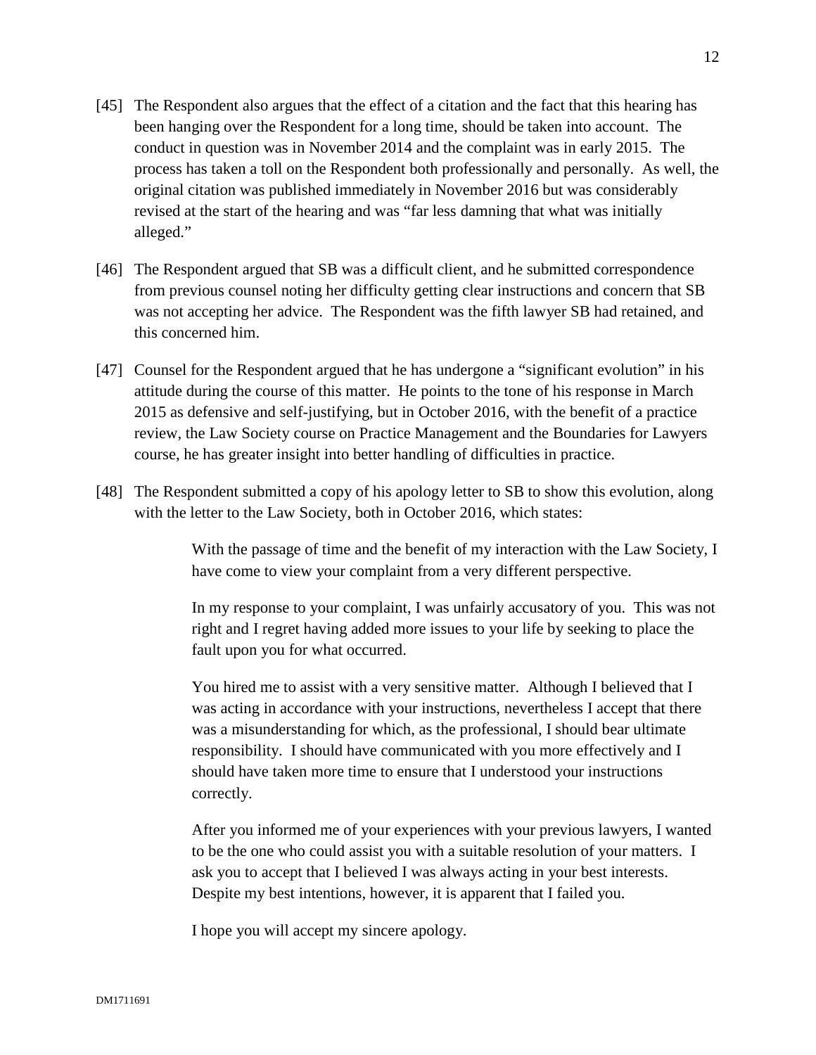[45] The Respondent also argues that the effect of a citation and the fact that this hearing has been hanging over the Respondent for a long time, should be taken into account. The conduct in question was in November 2014 and the complaint was in early 2015. The process has taken a toll on the Respondent both professionally and personally. As well, the original citation was published immediately in November 2016 but was considerably revised at the start of the hearing and was "far less damning that what was initially alleged."

[46] The Respondent argued that SB was a difficult client, and he submitted correspondence from previous counsel noting her difficulty getting clear instructions and concern that SB was not accepting her advice. The Respondent was the fifth lawyer SB had retained, and this concerned him.

[47] Counsel for the Respondent argued that he has undergone a "significant evolution" in his attitude during the course of this matter. He points to the tone of his response in March 2015 as defensive and self-justifying, but in October 2016, with the benefit of a practice review, the Law Society course on Practice Management and the Boundaries for Lawyers course, he has greater insight into better handling of difficulties in practice.

[48] The Respondent submitted a copy of his apology letter to SB to show this evolution, along with the letter to the Law Society, both in October 2016, which states:

> With the passage of time and the benefit of my interaction with the Law Society, I have come to view your complaint from a very different perspective.
>
> In my response to your complaint, I was unfairly accusatory of you. This was not right and I regret having added more issues to your life by seeking to place the fault upon you for what occurred.
>
> You hired me to assist with a very sensitive matter. Although I believed that I was acting in accordance with your instructions, nevertheless I accept that there was a misunderstanding for which, as the professional, I should bear ultimate responsibility. I should have communicated with you more effectively and I should have taken more time to ensure that I understood your instructions correctly.
>
> After you informed me of your experiences with your previous lawyers, I wanted to be the one who could assist you with a suitable resolution of your matters. I ask you to accept that I believed I was always acting in your best interests. Despite my best intentions, however, it is apparent that I failed you.
>
> I hope you will accept my sincere apology.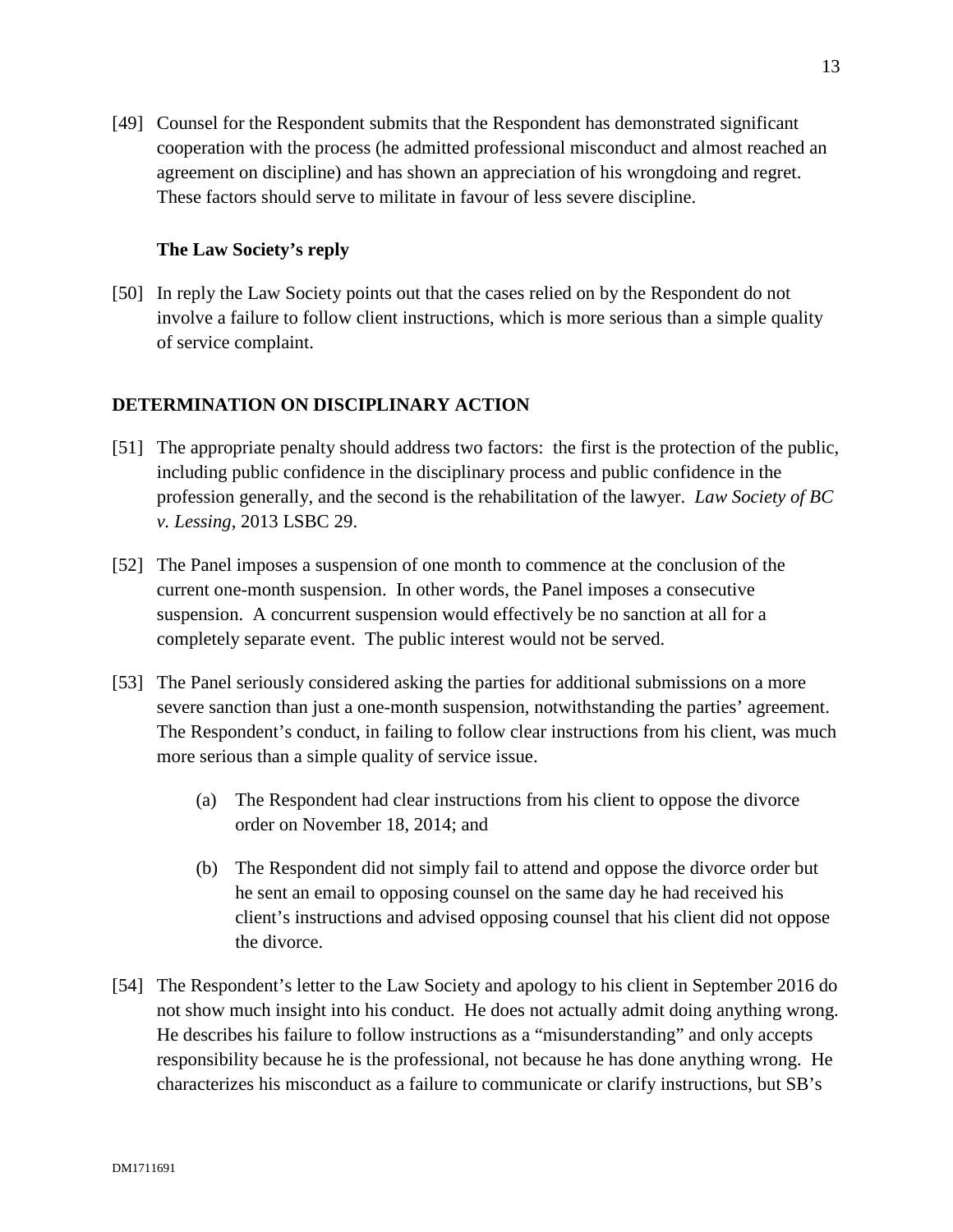[49] Counsel for the Respondent submits that the Respondent has demonstrated significant cooperation with the process (he admitted professional misconduct and almost reached an agreement on discipline) and has shown an appreciation of his wrongdoing and regret. These factors should serve to militate in favour of less severe discipline.

### The Law Society's reply

[50] In reply the Law Society points out that the cases relied on by the Respondent do not involve a failure to follow client instructions, which is more serious than a simple quality of service complaint.

## DETERMINATION ON DISCIPLINARY ACTION

[51] The appropriate penalty should address two factors: the first is the protection of the public, including public confidence in the disciplinary process and public confidence in the profession generally, and the second is the rehabilitation of the lawyer. *Law Society of BC v. Lessing*, 2013 LSBC 29.

[52] The Panel imposes a suspension of one month to commence at the conclusion of the current one-month suspension. In other words, the Panel imposes a consecutive suspension. A concurrent suspension would effectively be no sanction at all for a completely separate event. The public interest would not be served.

[53] The Panel seriously considered asking the parties for additional submissions on a more severe sanction than just a one-month suspension, notwithstanding the parties' agreement. The Respondent's conduct, in failing to follow clear instructions from his client, was much more serious than a simple quality of service issue.

(a) The Respondent had clear instructions from his client to oppose the divorce order on November 18, 2014; and

(b) The Respondent did not simply fail to attend and oppose the divorce order but he sent an email to opposing counsel on the same day he had received his client's instructions and advised opposing counsel that his client did not oppose the divorce.

[54] The Respondent's letter to the Law Society and apology to his client in September 2016 do not show much insight into his conduct. He does not actually admit doing anything wrong. He describes his failure to follow instructions as a "misunderstanding" and only accepts responsibility because he is the professional, not because he has done anything wrong. He characterizes his misconduct as a failure to communicate or clarify instructions, but SB's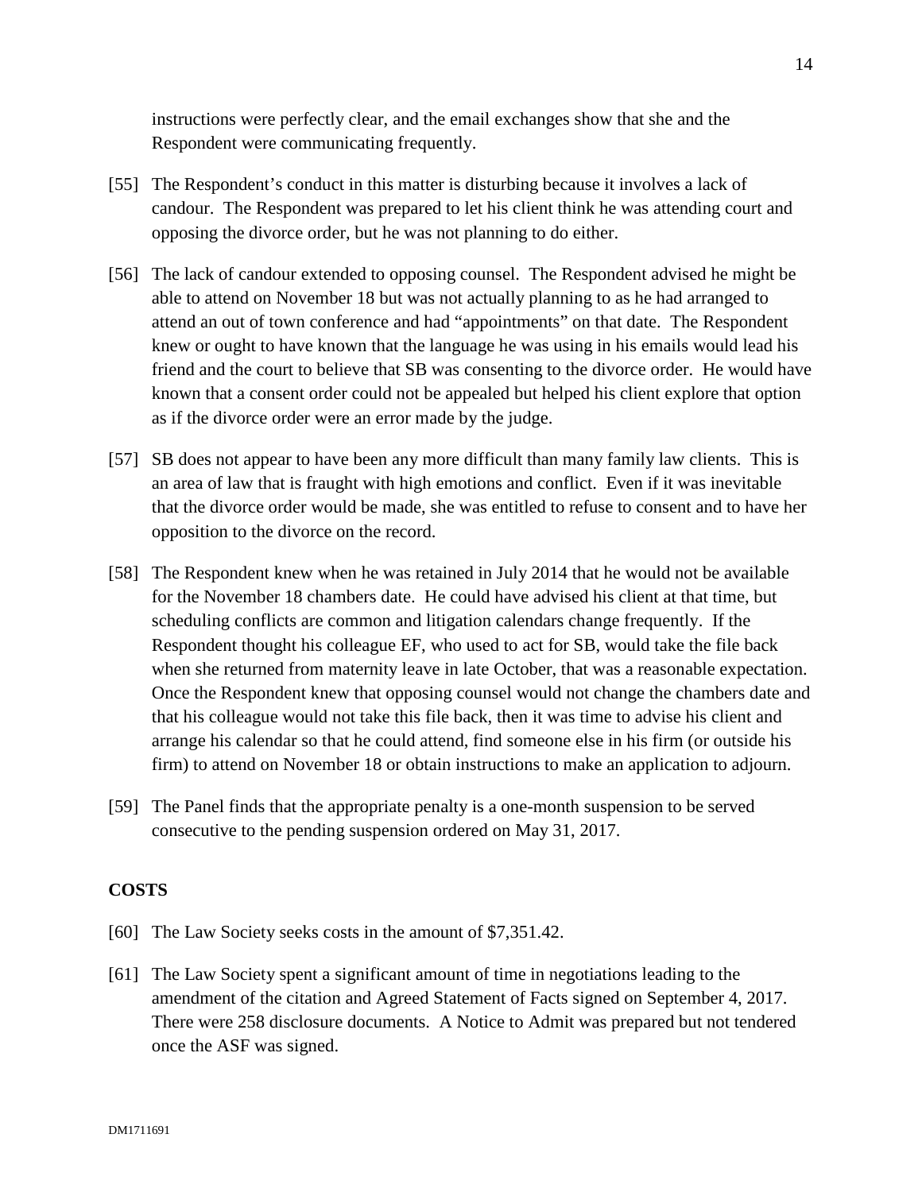instructions were perfectly clear, and the email exchanges show that she and the Respondent were communicating frequently.

[55] The Respondent's conduct in this matter is disturbing because it involves a lack of candour. The Respondent was prepared to let his client think he was attending court and opposing the divorce order, but he was not planning to do either.

[56] The lack of candour extended to opposing counsel. The Respondent advised he might be able to attend on November 18 but was not actually planning to as he had arranged to attend an out of town conference and had "appointments" on that date. The Respondent knew or ought to have known that the language he was using in his emails would lead his friend and the court to believe that SB was consenting to the divorce order. He would have known that a consent order could not be appealed but helped his client explore that option as if the divorce order were an error made by the judge.

[57] SB does not appear to have been any more difficult than many family law clients. This is an area of law that is fraught with high emotions and conflict. Even if it was inevitable that the divorce order would be made, she was entitled to refuse to consent and to have her opposition to the divorce on the record.

[58] The Respondent knew when he was retained in July 2014 that he would not be available for the November 18 chambers date. He could have advised his client at that time, but scheduling conflicts are common and litigation calendars change frequently. If the Respondent thought his colleague EF, who used to act for SB, would take the file back when she returned from maternity leave in late October, that was a reasonable expectation. Once the Respondent knew that opposing counsel would not change the chambers date and that his colleague would not take this file back, then it was time to advise his client and arrange his calendar so that he could attend, find someone else in his firm (or outside his firm) to attend on November 18 or obtain instructions to make an application to adjourn.

[59] The Panel finds that the appropriate penalty is a one-month suspension to be served consecutive to the pending suspension ordered on May 31, 2017.

## COSTS

[60] The Law Society seeks costs in the amount of $7,351.42.

[61] The Law Society spent a significant amount of time in negotiations leading to the amendment of the citation and Agreed Statement of Facts signed on September 4, 2017. There were 258 disclosure documents. A Notice to Admit was prepared but not tendered once the ASF was signed.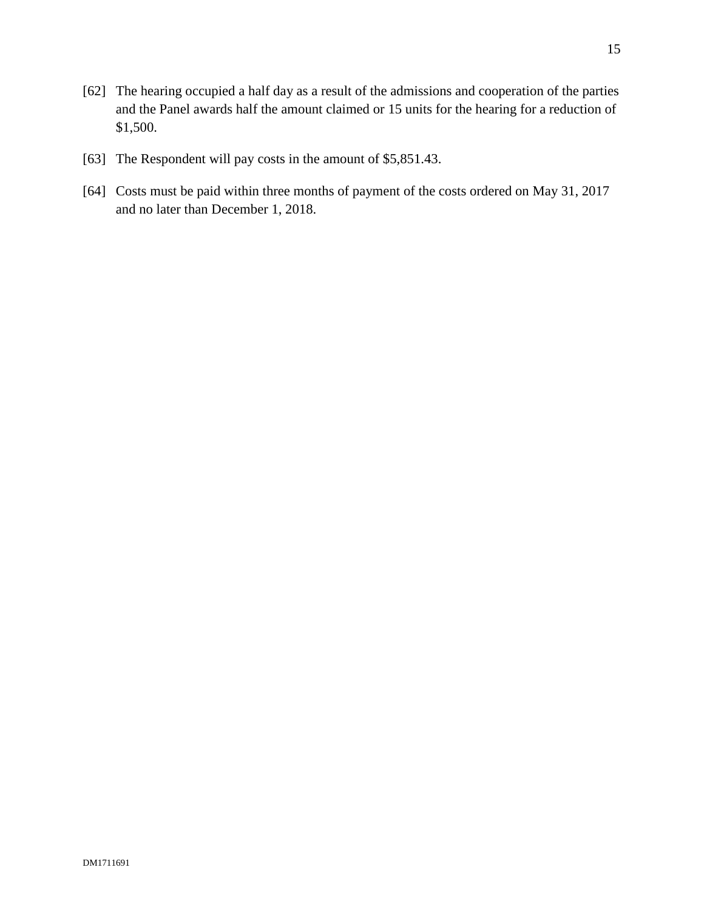[62] The hearing occupied a half day as a result of the admissions and cooperation of the parties and the Panel awards half the amount claimed or 15 units for the hearing for a reduction of $1,500.

[63] The Respondent will pay costs in the amount of $5,851.43.

[64] Costs must be paid within three months of payment of the costs ordered on May 31, 2017 and no later than December 1, 2018.

DM1711691